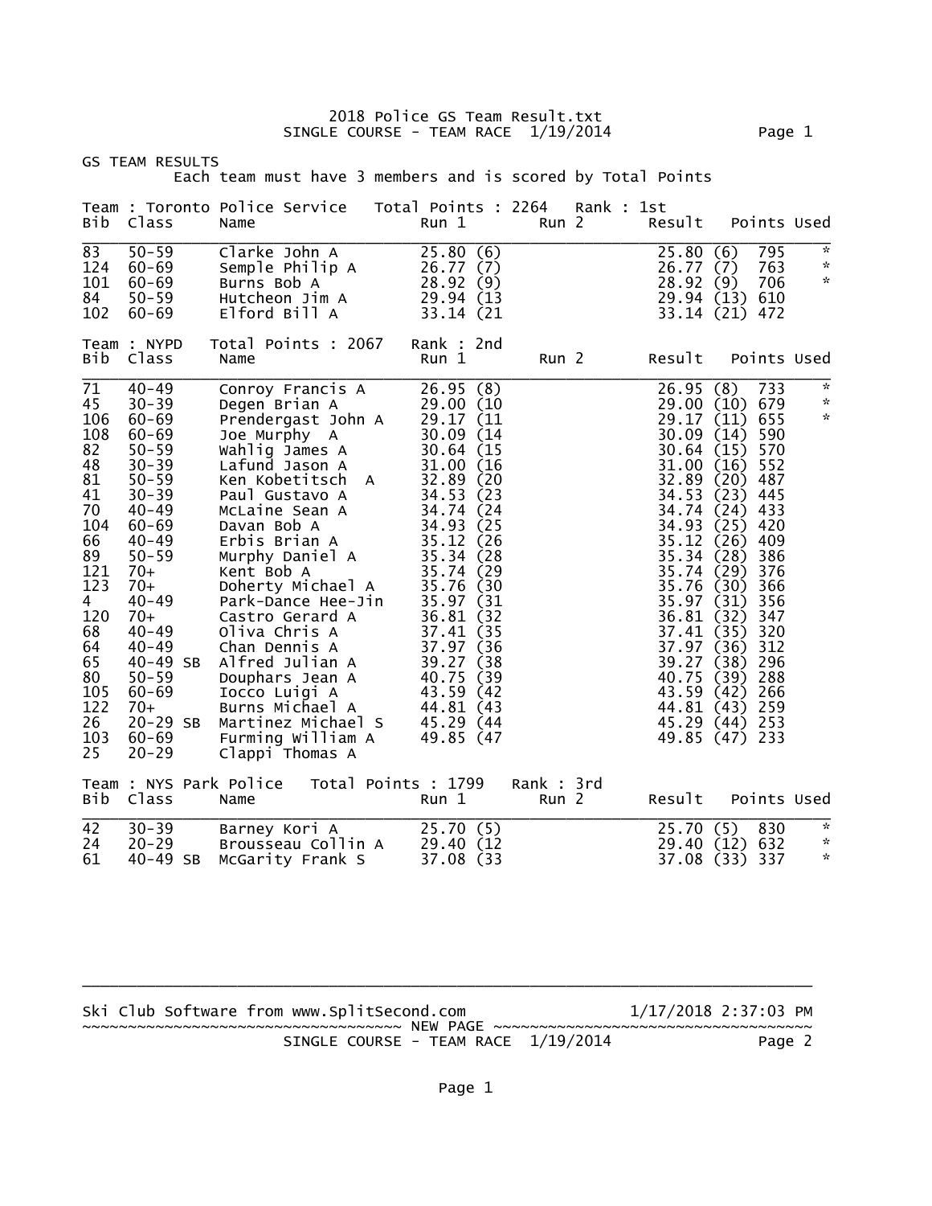2018 Police GS Team Result.txt
SINGLE COURSE - TEAM RACE 1/19/2014

GS TEAM RESULTS

Each team must have 3 members and is scored by Total Points

Team : Toronto Police Service   Total Points : 2264   Rank : 1st

| Bib | Class | Name | Run 1 | Run 2 | Result | Points | Used |
|---|---|---|---|---|---|---|---|
| 83 | 50-59 | Clarke John A | 25.80 (6) | | 25.80 (6) | 795 | * |
| 124 | 60-69 | Semple Philip A | 26.77 (7) | | 26.77 (7) | 763 | * |
| 101 | 60-69 | Burns Bob A | 28.92 (9) | | 28.92 (9) | 706 | * |
| 84 | 50-59 | Hutcheon Jim A | 29.94 (13 | | 29.94 (13) | 610 | |
| 102 | 60-69 | Elford Bill A | 33.14 (21 | | 33.14 (21) | 472 | |

Team : NYPD   Total Points : 2067   Rank : 2nd

| Bib | Class | Name | Run 1 | Run 2 | Result | Points | Used |
|---|---|---|---|---|---|---|---|
| 71 | 40-49 | Conroy Francis A | 26.95 (8) | | 26.95 (8) | 733 | * |
| 45 | 30-39 | Degen Brian A | 29.00 (10 | | 29.00 (10) | 679 | * |
| 106 | 60-69 | Prendergast John A | 29.17 (11 | | 29.17 (11) | 655 | * |
| 108 | 60-69 | Joe Murphy A | 30.09 (14 | | 30.09 (14) | 590 | |
| 82 | 50-59 | Wahlig James A | 30.64 (15 | | 30.64 (15) | 570 | |
| 48 | 30-39 | Lafund Jason A | 31.00 (16 | | 31.00 (16) | 552 | |
| 81 | 50-59 | Ken Kobetitsch A | 32.89 (20 | | 32.89 (20) | 487 | |
| 41 | 30-39 | Paul Gustavo A | 34.53 (23 | | 34.53 (23) | 445 | |
| 70 | 40-49 | McLaine Sean A | 34.74 (24 | | 34.74 (24) | 433 | |
| 104 | 60-69 | Davan Bob A | 34.93 (25 | | 34.93 (25) | 420 | |
| 66 | 40-49 | Erbis Brian A | 35.12 (26 | | 35.12 (26) | 409 | |
| 89 | 50-59 | Murphy Daniel A | 35.34 (28 | | 35.34 (28) | 386 | |
| 121 | 70+ | Kent Bob A | 35.74 (29 | | 35.74 (29) | 376 | |
| 123 | 70+ | Doherty Michael A | 35.76 (30 | | 35.76 (30) | 366 | |
| 4 | 40-49 | Park-Dance Hee-Jin | 35.97 (31 | | 35.97 (31) | 356 | |
| 120 | 70+ | Castro Gerard A | 36.81 (32 | | 36.81 (32) | 347 | |
| 68 | 40-49 | Oliva Chris A | 37.41 (35 | | 37.41 (35) | 320 | |
| 64 | 40-49 | Chan Dennis A | 37.97 (36 | | 37.97 (36) | 312 | |
| 65 | 40-49 SB | Alfred Julian A | 39.27 (38 | | 39.27 (38) | 296 | |
| 80 | 50-59 | Douphars Jean A | 40.75 (39 | | 40.75 (39) | 288 | |
| 105 | 60-69 | Iocco Luigi A | 43.59 (42 | | 43.59 (42) | 266 | |
| 122 | 70+ | Burns Michael A | 44.81 (43 | | 44.81 (43) | 259 | |
| 26 | 20-29 SB | Martinez Michael S | 45.29 (44 | | 45.29 (44) | 253 | |
| 103 | 60-69 | Furming William A | 49.85 (47 | | 49.85 (47) | 233 | |
| 25 | 20-29 | Clappi Thomas A | | | | | |

Team : NYS Park Police   Total Points : 1799   Rank : 3rd

| Bib | Class | Name | Run 1 | Run 2 | Result | Points | Used |
|---|---|---|---|---|---|---|---|
| 42 | 30-39 | Barney Kori A | 25.70 (5) | | 25.70 (5) | 830 | * |
| 24 | 20-29 | Brousseau Collin A | 29.40 (12 | | 29.40 (12) | 632 | * |
| 61 | 40-49 SB | McGarity Frank S | 37.08 (33 | | 37.08 (33) | 337 | * |

Ski Club Software from www.SplitSecond.com   1/17/2018 2:37:03 PM

~~~~~~~~~~~~~~~~~~~~~~~~~~~~~~~~~~ NEW PAGE ~~~~~~~~~~~~~~~~~~~~~~~~~~~~~~~~~~

SINGLE COURSE - TEAM RACE 1/19/2014   Page 2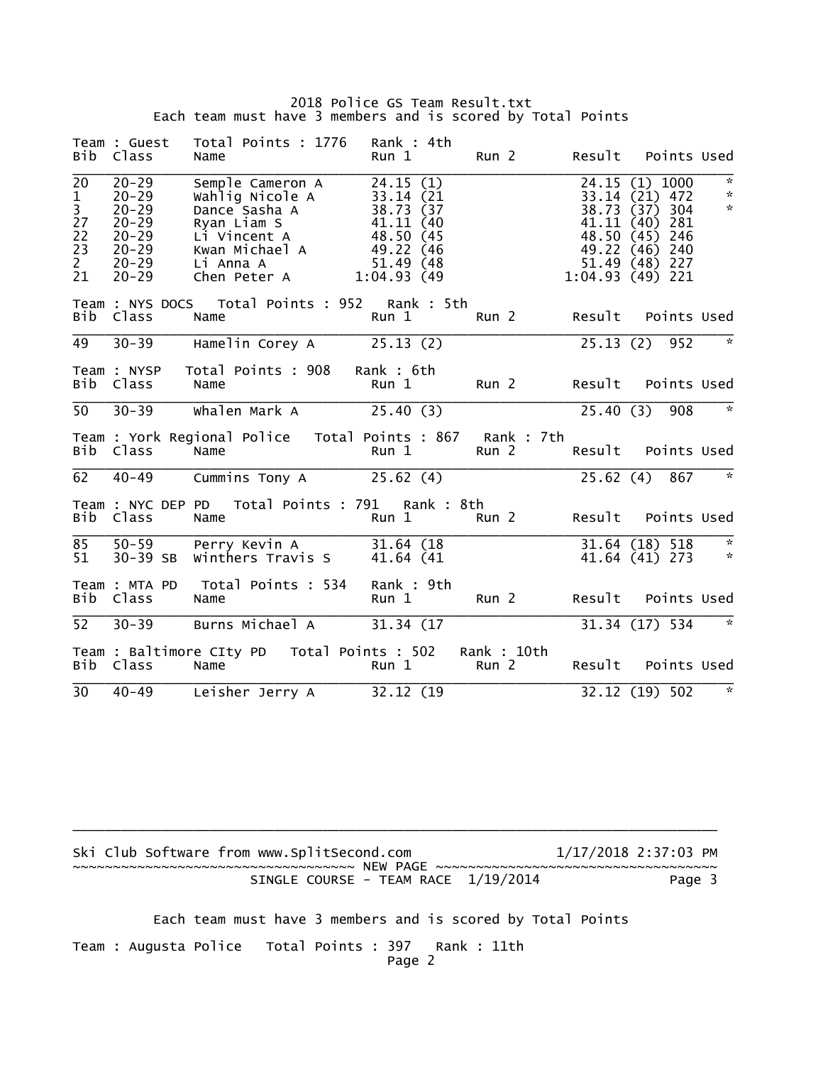2018 Police GS Team Result.txt

Each team must have 3 members and is scored by Total Points

Team : Guest   Total Points : 1776   Rank : 4th

| Bib | Class | Name | Run 1 | Run 2 | Result | Points | Used |
|---|---|---|---|---|---|---|---|
| 20 | 20-29 | Semple Cameron A | 24.15 (1) | | 24.15 (1) | 1000 | * |
| 1 | 20-29 | Wahlig Nicole A | 33.14 (21 | | 33.14 (21) | 472 | * |
| 3 | 20-29 | Dance Sasha A | 38.73 (37 | | 38.73 (37) | 304 | * |
| 27 | 20-29 | Ryan Liam S | 41.11 (40 | | 41.11 (40) | 281 | |
| 22 | 20-29 | Li Vincent A | 48.50 (45 | | 48.50 (45) | 246 | |
| 23 | 20-29 | Kwan Michael A | 49.22 (46 | | 49.22 (46) | 240 | |
| 2 | 20-29 | Li Anna A | 51.49 (48 | | 51.49 (48) | 227 | |
| 21 | 20-29 | Chen Peter A | 1:04.93 (49 | | 1:04.93 (49) | 221 | |

Team : NYS DOCS   Total Points : 952   Rank : 5th

| Bib | Class | Name | Run 1 | Run 2 | Result | Points | Used |
|---|---|---|---|---|---|---|---|
| 49 | 30-39 | Hamelin Corey A | 25.13 (2) | | 25.13 (2) | 952 | * |

Team : NYSP   Total Points : 908   Rank : 6th

| Bib | Class | Name | Run 1 | Run 2 | Result | Points | Used |
|---|---|---|---|---|---|---|---|
| 50 | 30-39 | Whalen Mark A | 25.40 (3) | | 25.40 (3) | 908 | * |

Team : York Regional Police   Total Points : 867   Rank : 7th

| Bib | Class | Name | Run 1 | Run 2 | Result | Points | Used |
|---|---|---|---|---|---|---|---|
| 62 | 40-49 | Cummins Tony A | 25.62 (4) | | 25.62 (4) | 867 | * |

Team : NYC DEP PD   Total Points : 791   Rank : 8th

| Bib | Class | Name | Run 1 | Run 2 | Result | Points | Used |
|---|---|---|---|---|---|---|---|
| 85 | 50-59 | Perry Kevin A | 31.64 (18 | | 31.64 (18) | 518 | * |
| 51 | 30-39 SB | Winthers Travis S | 41.64 (41 | | 41.64 (41) | 273 | * |

Team : MTA PD   Total Points : 534   Rank : 9th

| Bib | Class | Name | Run 1 | Run 2 | Result | Points | Used |
|---|---|---|---|---|---|---|---|
| 52 | 30-39 | Burns Michael A | 31.34 (17 | | 31.34 (17) | 534 | * |

Team : Baltimore CIty PD   Total Points : 502   Rank : 10th

| Bib | Class | Name | Run 1 | Run 2 | Result | Points | Used |
|---|---|---|---|---|---|---|---|
| 30 | 40-49 | Leisher Jerry A | 32.12 (19 | | 32.12 (19) | 502 | * |

Ski Club Software from www.SplitSecond.com   1/17/2018 2:37:03 PM

~~~~~~~~~~~~~~~~~~~~~~~~~~~~~~~~~~~ NEW PAGE ~~~~~~~~~~~~~~~~~~~~~~~~~~~~~~~~~~~

SINGLE COURSE - TEAM RACE  1/19/2014   Page 3

Each team must have 3 members and is scored by Total Points

Team : Augusta Police   Total Points : 397   Rank : 11th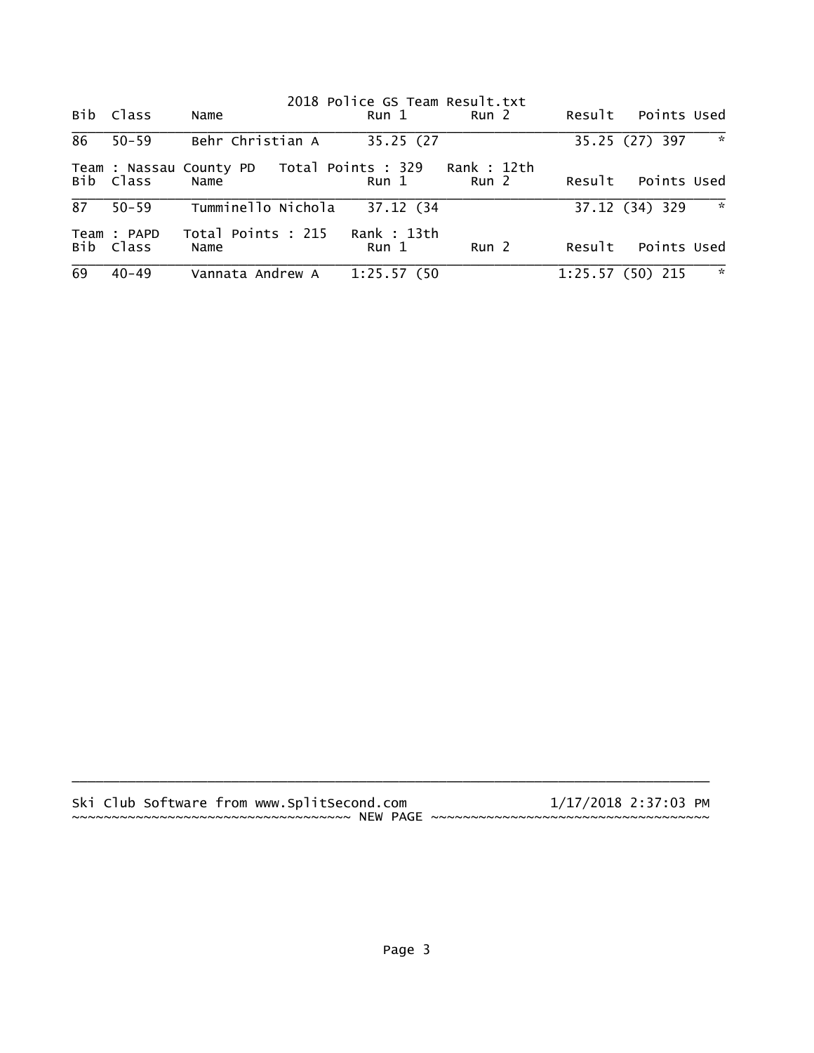2018 Police GS Team Result.txt

| Bib | Class | Name | Run 1 | Run 2 | Result | Points | Used |
| --- | --- | --- | --- | --- | --- | --- | --- |
| 86 | 50-59 | Behr Christian A | 35.25 (27 | | 35.25 (27) | 397 | * |

Team : Nassau County PD Total Points : 329 Rank : 12th

| Bib | Class | Name | Run 1 | Run 2 | Result | Points | Used |
| --- | --- | --- | --- | --- | --- | --- | --- |
| 87 | 50-59 | Tumminello Nichola | 37.12 (34 | | 37.12 (34) | 329 | * |

Team : PAPD Total Points : 215 Rank : 13th

| Bib | Class | Name | Run 1 | Run 2 | Result | Points | Used |
| --- | --- | --- | --- | --- | --- | --- | --- |
| 69 | 40-49 | Vannata Andrew A | 1:25.57 (50 | | 1:25.57 (50) | 215 | * |

Ski Club Software from www.SplitSecond.com 1/17/2018 2:37:03 PM

~~~~~~~~~~~~~~~~~~~~~~~~~~~~~~~~~~~~~ NEW PAGE ~~~~~~~~~~~~~~~~~~~~~~~~~~~~~~~~~~~~~